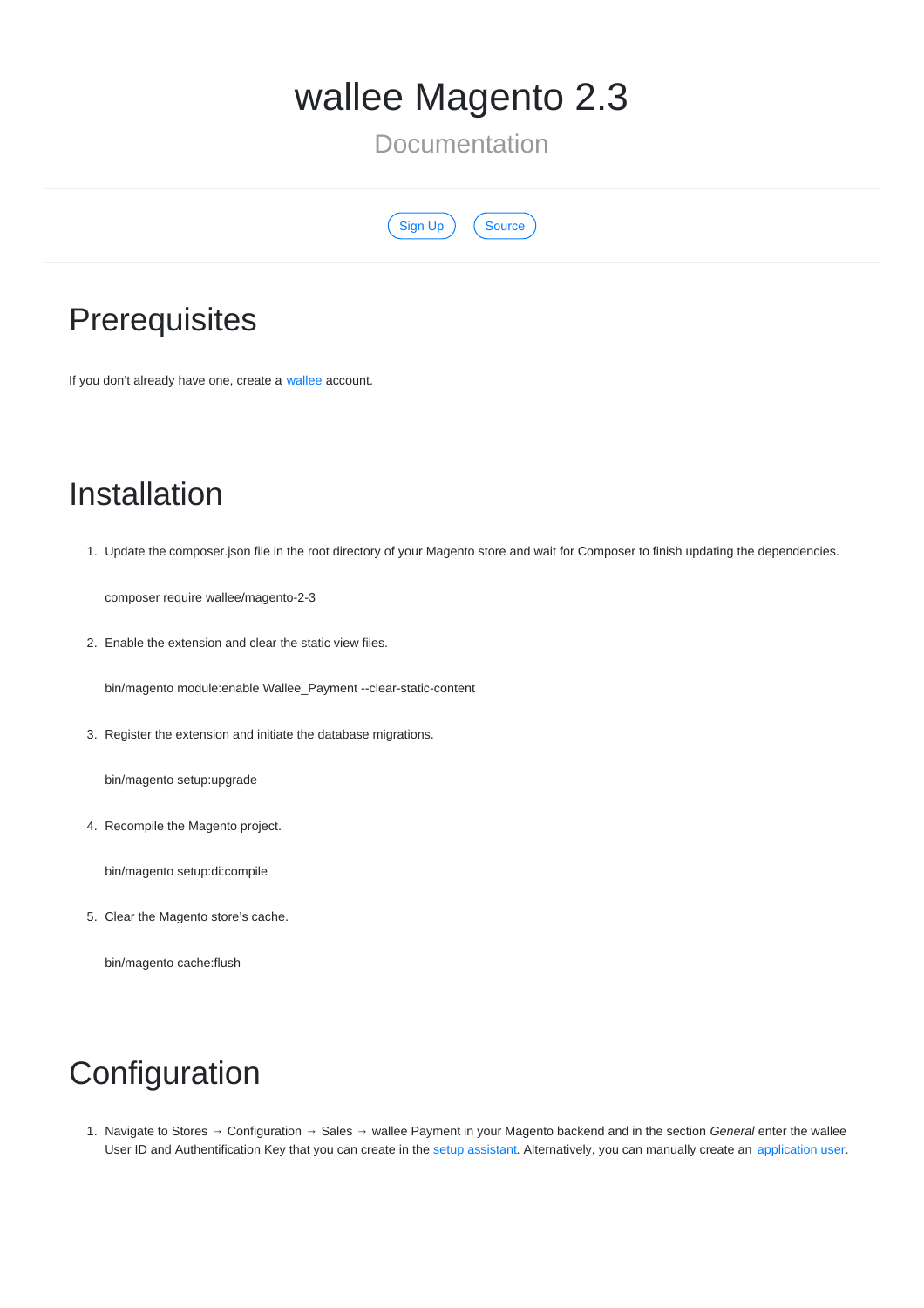# wallee Magento 2.3

## Documentation

Sign Up Source

# Prerequisites

If you don't already have one, create a wallee account.

# Installation

1. Update the composer.json file in the root directory of your Magento store and wait for Composer to finish updating the dependencies.

   ```
   composer require wallee/magento-2-3
   ```

2. Enable the extension and clear the static view files.

   ```
   bin/magento module:enable Wallee_Payment --clear-static-content
   ```

3. Register the extension and initiate the database migrations.

   ```
   bin/magento setup:upgrade
   ```

4. Recompile the Magento project.

   ```
   bin/magento setup:di:compile
   ```

5. Clear the Magento store's cache.

   ```
   bin/magento cache:flush
   ```

# Configuration

1. Navigate to Stores → Configuration → Sales → wallee Payment in your Magento backend and in the section *General* enter the wallee User ID and Authentification Key that you can create in the setup assistant. Alternatively, you can manually create an application user.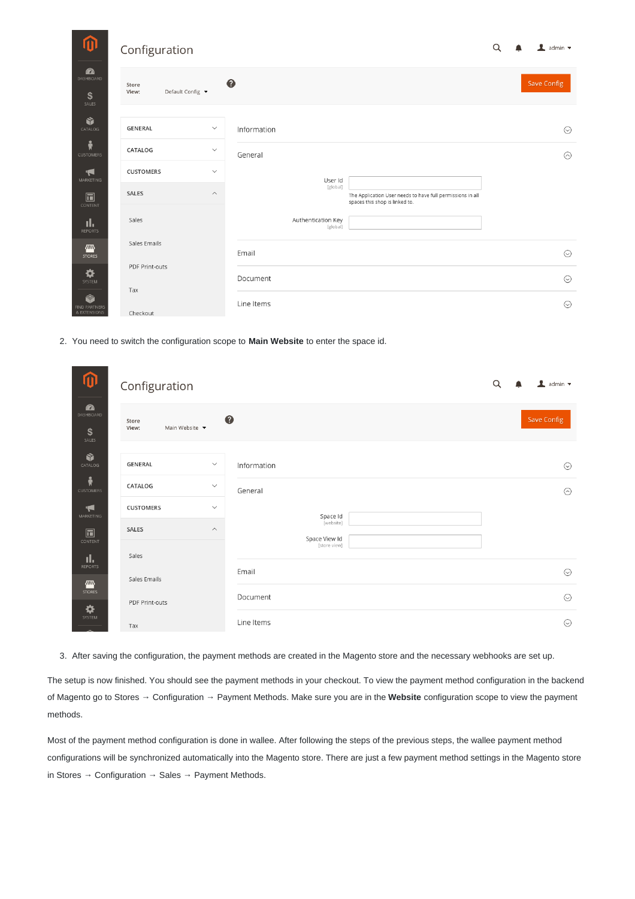2. You need to switch the configuration scope to **Main Website** to enter the space id.

3. After saving the configuration, the payment methods are created in the Magento store and the necessary webhooks are set up.

The setup is now finished. You should see the payment methods in your checkout. To view the payment method configuration in the backend of Magento go to Stores → Configuration → Payment Methods. Make sure you are in the **Website** configuration scope to view the payment methods.

Most of the payment method configuration is done in wallee. After following the steps of the previous steps, the wallee payment method configurations will be synchronized automatically into the Magento store. There are just a few payment method settings in the Magento store in Stores → Configuration → Sales → Payment Methods.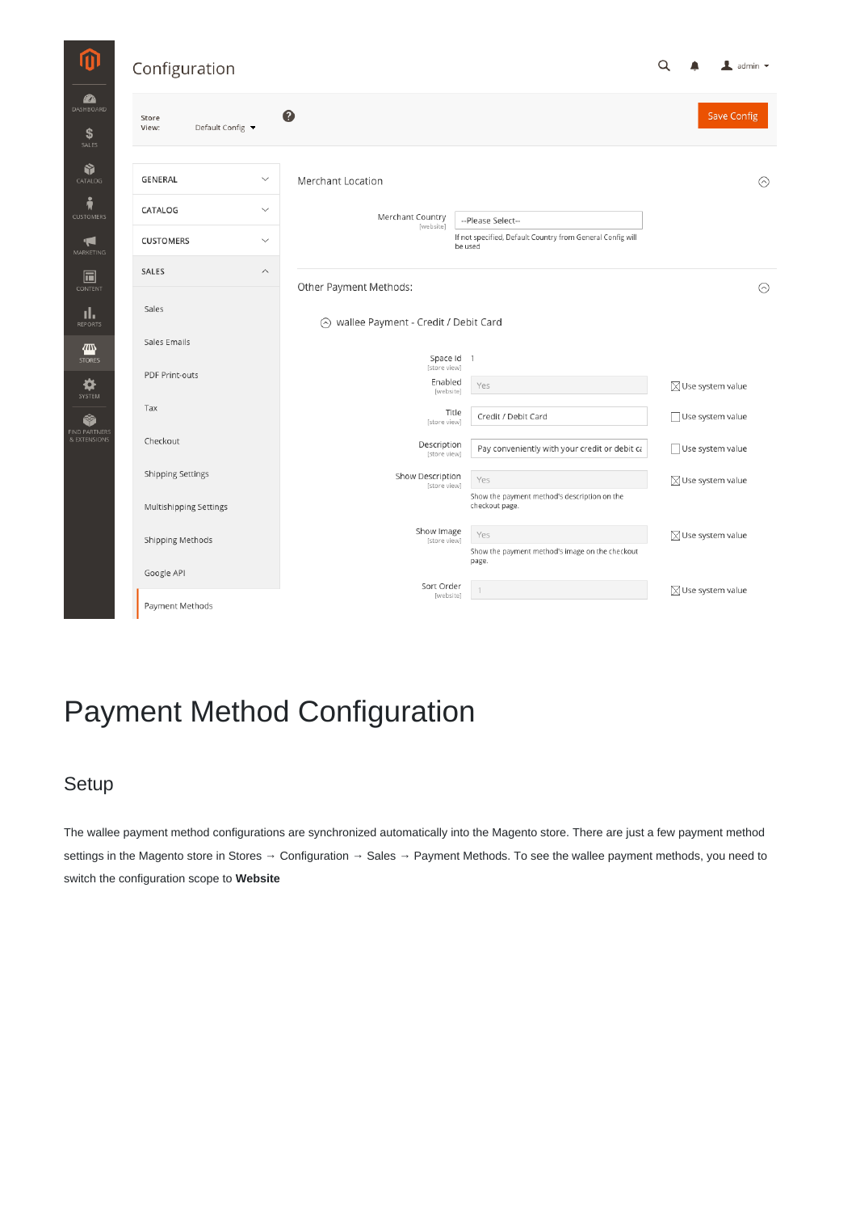# Payment Method Configuration

## Setup

The wallee payment method configurations are synchronized automatically into the Magento store. There are just a few payment method settings in the Magento store in Stores → Configuration → Sales → Payment Methods. To see the wallee payment methods, you need to switch the configuration scope to **Website**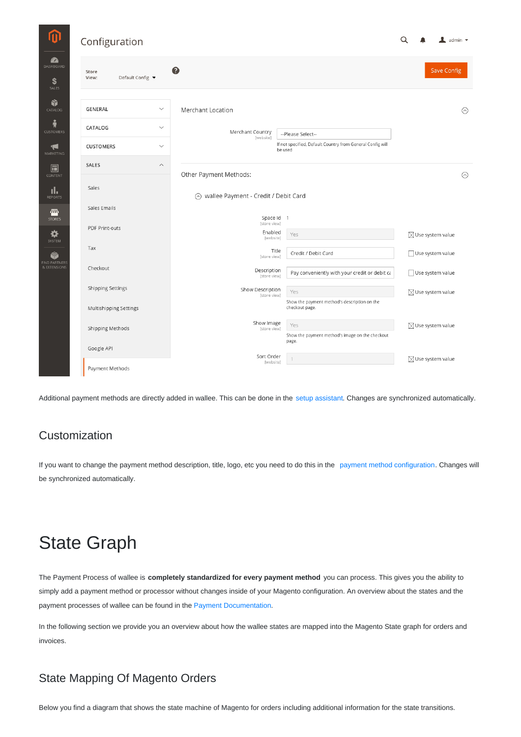Additional payment methods are directly added in wallee. This can be done in the setup assistant. Changes are synchronized automatically.

## Customization

If you want to change the payment method description, title, logo, etc you need to do this in the payment method configuration. Changes will be synchronized automatically.

# State Graph

The Payment Process of wallee is **completely standardized for every payment method** you can process. This gives you the ability to simply add a payment method or processor without changes inside of your Magento configuration. An overview about the states and the payment processes of wallee can be found in the Payment Documentation.

In the following section we provide you an overview about how the wallee states are mapped into the Magento State graph for orders and invoices.

## State Mapping Of Magento Orders

Below you find a diagram that shows the state machine of Magento for orders including additional information for the state transitions.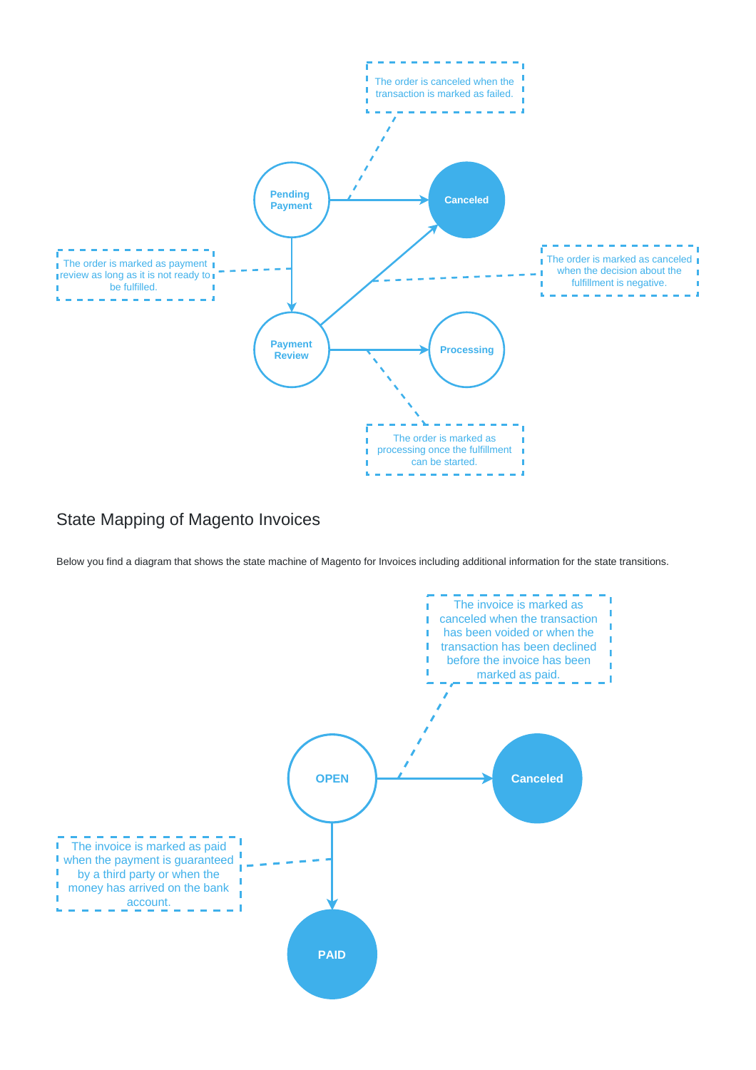The order is canceled when the transaction is marked as failed.

Pending Payment

Canceled

The order is marked as payment review as long as it is not ready to be fulfilled.

The order is marked as canceled when the decision about the fulfillment is negative.

Payment Review

Processing

The order is marked as processing once the fulfillment can be started.

## State Mapping of Magento Invoices

Below you find a diagram that shows the state machine of Magento for Invoices including additional information for the state transitions.

The invoice is marked as canceled when the transaction has been voided or when the transaction has been declined before the invoice has been marked as paid.

OPEN

Canceled

The invoice is marked as paid when the payment is guaranteed by a third party or when the money has arrived on the bank account.

PAID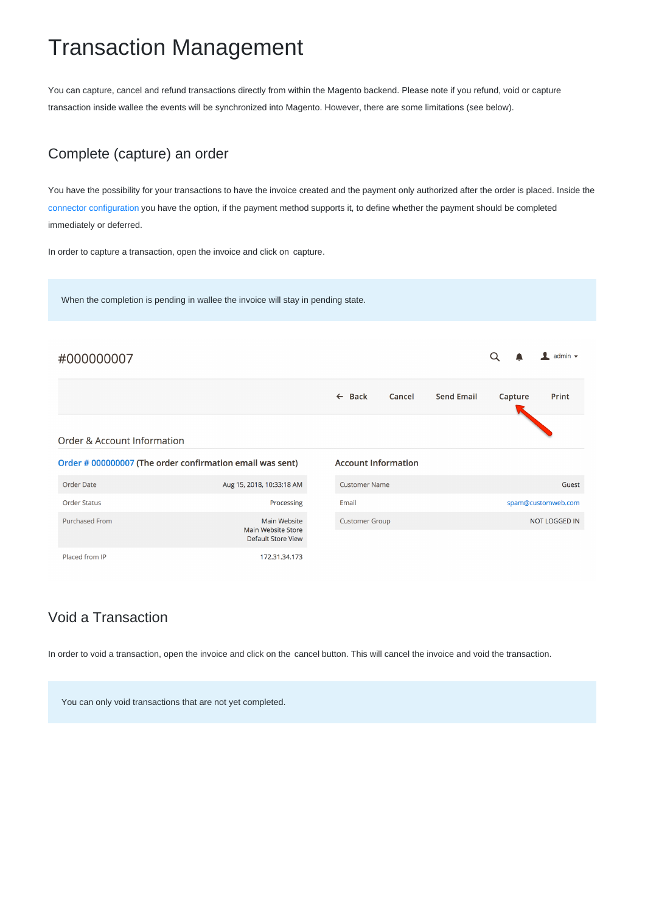# Transaction Management

You can capture, cancel and refund transactions directly from within the Magento backend. Please note if you refund, void or capture transaction inside wallee the events will be synchronized into Magento. However, there are some limitations (see below).

## Complete (capture) an order

You have the possibility for your transactions to have the invoice created and the payment only authorized after the order is placed. Inside the connector configuration you have the option, if the payment method supports it, to define whether the payment should be completed immediately or deferred.

In order to capture a transaction, open the invoice and click on capture.

> When the completion is pending in wallee the invoice will stay in pending state.

## Void a Transaction

In order to void a transaction, open the invoice and click on the cancel button. This will cancel the invoice and void the transaction.

> You can only void transactions that are not yet completed.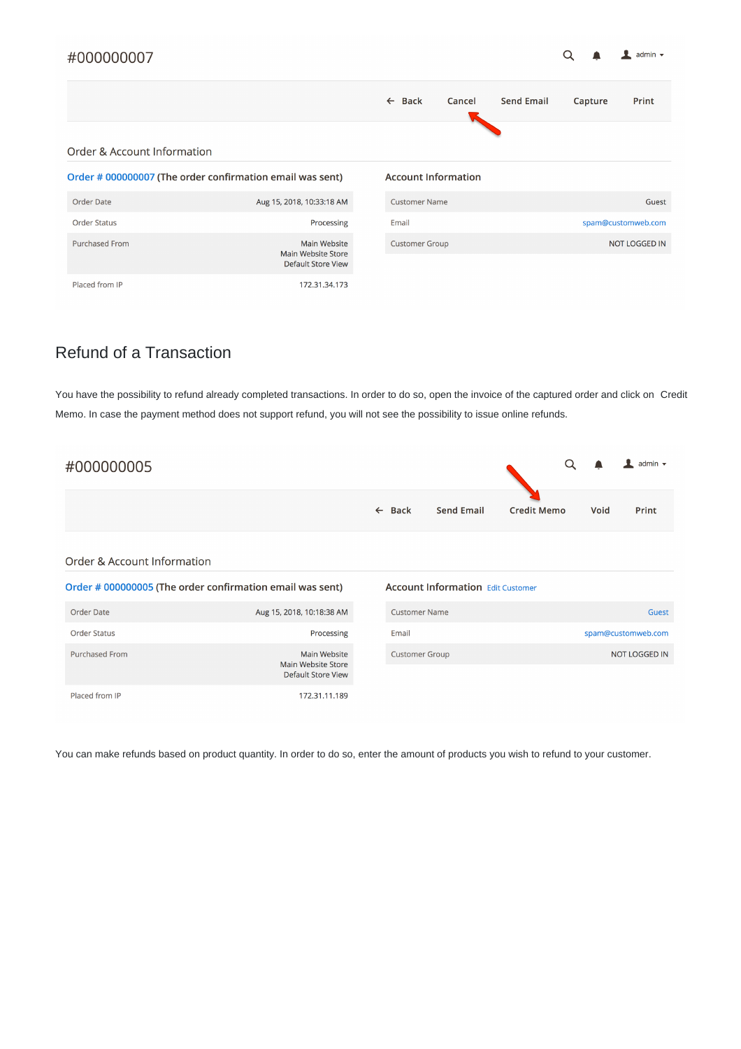#000000007

← Back | Cancel | Send Email | Capture | Print

Order & Account Information

**Order # 000000007 (The order confirmation email was sent)**

| | |
|---|---|
| Order Date | Aug 15, 2018, 10:33:18 AM |
| Order Status | Processing |
| Purchased From | Main Website Main Website Store Default Store View |
| Placed from IP | 172.31.34.173 |

**Account Information**

| | |
|---|---|
| Customer Name | Guest |
| Email | spam@customweb.com |
| Customer Group | NOT LOGGED IN |

## Refund of a Transaction

You have the possibility to refund already completed transactions. In order to do so, open the invoice of the captured order and click on Credit Memo. In case the payment method does not support refund, you will not see the possibility to issue online refunds.

#000000005

← Back | Send Email | Credit Memo | Void | Print

Order & Account Information

**Order # 000000005 (The order confirmation email was sent)**

| | |
|---|---|
| Order Date | Aug 15, 2018, 10:18:38 AM |
| Order Status | Processing |
| Purchased From | Main Website Main Website Store Default Store View |
| Placed from IP | 172.31.11.189 |

**Account Information** Edit Customer

| | |
|---|---|
| Customer Name | Guest |
| Email | spam@customweb.com |
| Customer Group | NOT LOGGED IN |

You can make refunds based on product quantity. In order to do so, enter the amount of products you wish to refund to your customer.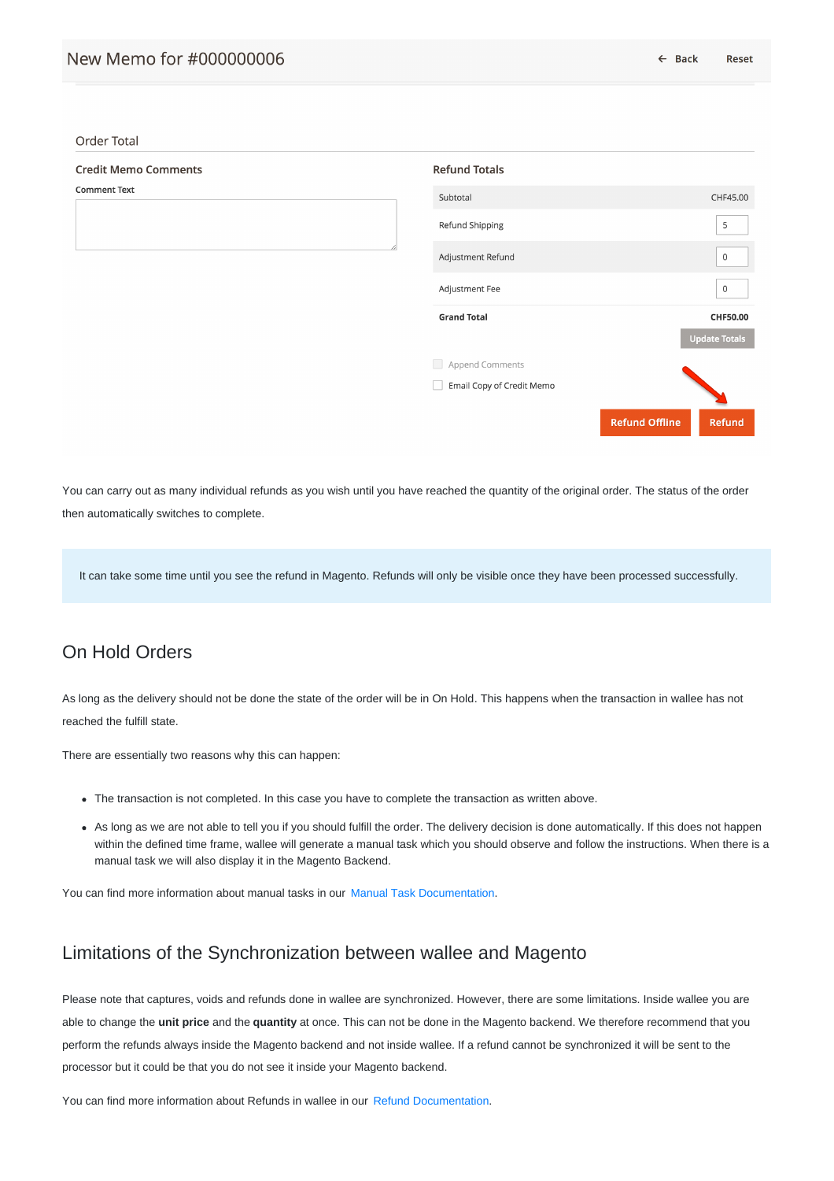New Memo for #000000006

← Back Reset

Order Total

**Credit Memo Comments**

Comment Text

**Refund Totals**

| | |
|---|---|
| Subtotal | CHF45.00 |
| Refund Shipping | 5 |
| Adjustment Refund | 0 |
| Adjustment Fee | 0 |
| **Grand Total** | **CHF50.00** |

Update Totals

Append Comments

Email Copy of Credit Memo

Refund Offline | Refund

You can carry out as many individual refunds as you wish until you have reached the quantity of the original order. The status of the order then automatically switches to complete.

> It can take some time until you see the refund in Magento. Refunds will only be visible once they have been processed successfully.

## On Hold Orders

As long as the delivery should not be done the state of the order will be in On Hold. This happens when the transaction in wallee has not reached the fulfill state.

There are essentially two reasons why this can happen:

- The transaction is not completed. In this case you have to complete the transaction as written above.
- As long as we are not able to tell you if you should fulfill the order. The delivery decision is done automatically. If this does not happen within the defined time frame, wallee will generate a manual task which you should observe and follow the instructions. When there is a manual task we will also display it in the Magento Backend.

You can find more information about manual tasks in our Manual Task Documentation.

## Limitations of the Synchronization between wallee and Magento

Please note that captures, voids and refunds done in wallee are synchronized. However, there are some limitations. Inside wallee you are able to change the **unit price** and the **quantity** at once. This can not be done in the Magento backend. We therefore recommend that you perform the refunds always inside the Magento backend and not inside wallee. If a refund cannot be synchronized it will be sent to the processor but it could be that you do not see it inside your Magento backend.

You can find more information about Refunds in wallee in our Refund Documentation.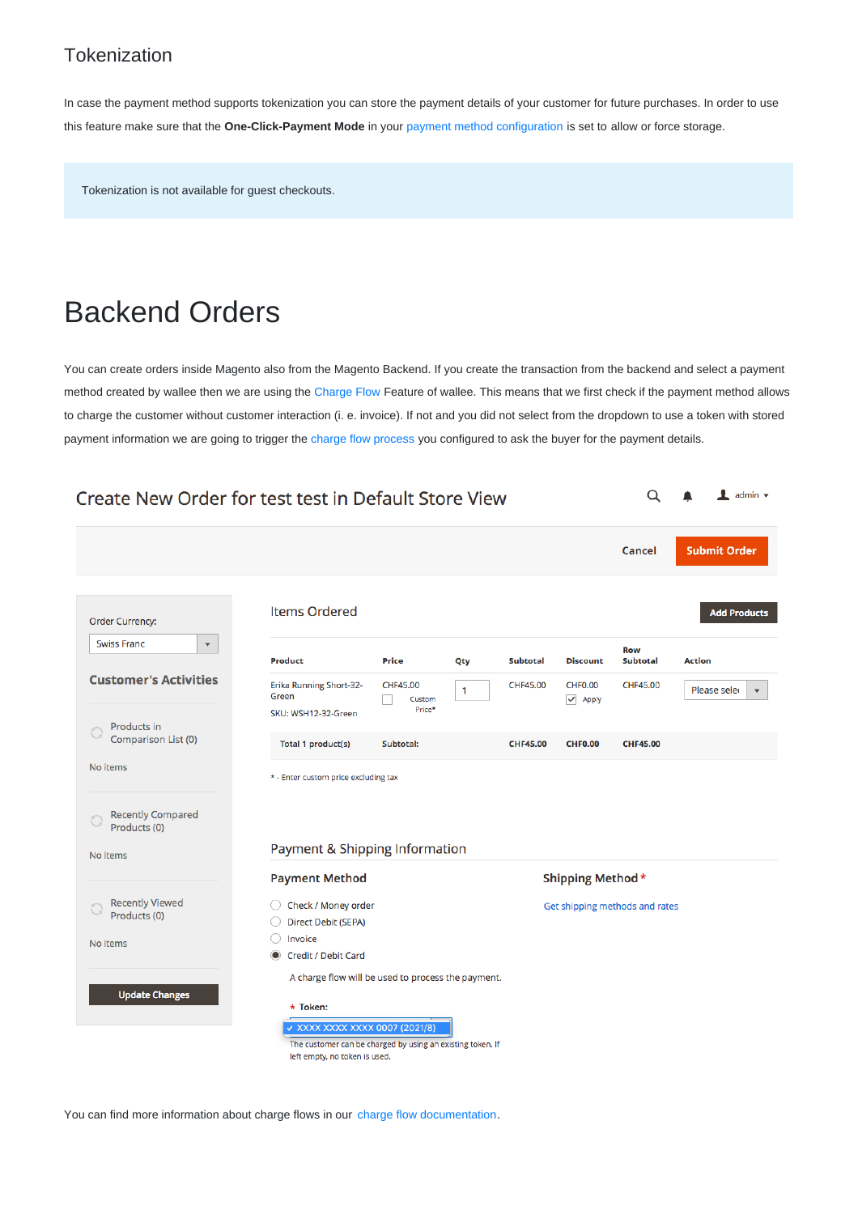## Tokenization

In case the payment method supports tokenization you can store the payment details of your customer for future purchases. In order to use this feature make sure that the **One-Click-Payment Mode** in your payment method configuration is set to allow or force storage.

> Tokenization is not available for guest checkouts.

# Backend Orders

You can create orders inside Magento also from the Magento Backend. If you create the transaction from the backend and select a payment method created by wallee then we are using the Charge Flow Feature of wallee. This means that we first check if the payment method allows to charge the customer without customer interaction (i. e. invoice). If not and you did not select from the dropdown to use a token with stored payment information we are going to trigger the charge flow process you configured to ask the buyer for the payment details.

You can find more information about charge flows in our charge flow documentation.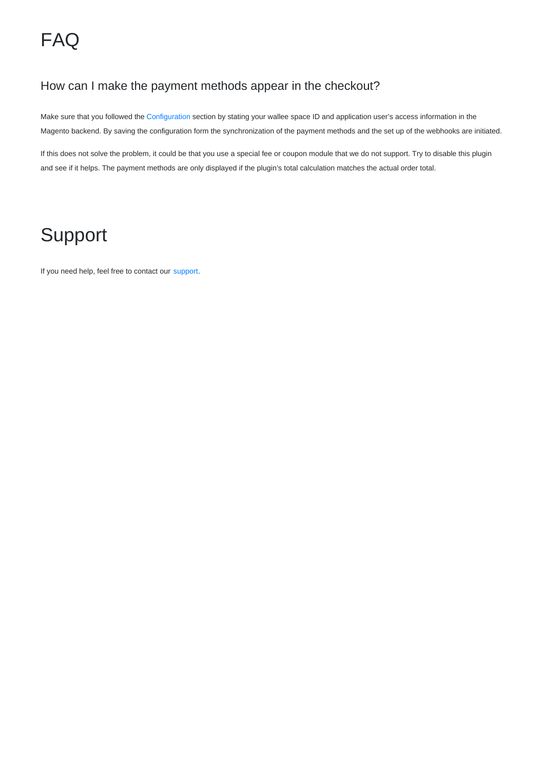# FAQ

## How can I make the payment methods appear in the checkout?

Make sure that you followed the Configuration section by stating your wallee space ID and application user's access information in the Magento backend. By saving the configuration form the synchronization of the payment methods and the set up of the webhooks are initiated.

If this does not solve the problem, it could be that you use a special fee or coupon module that we do not support. Try to disable this plugin and see if it helps. The payment methods are only displayed if the plugin's total calculation matches the actual order total.

# Support

If you need help, feel free to contact our support.